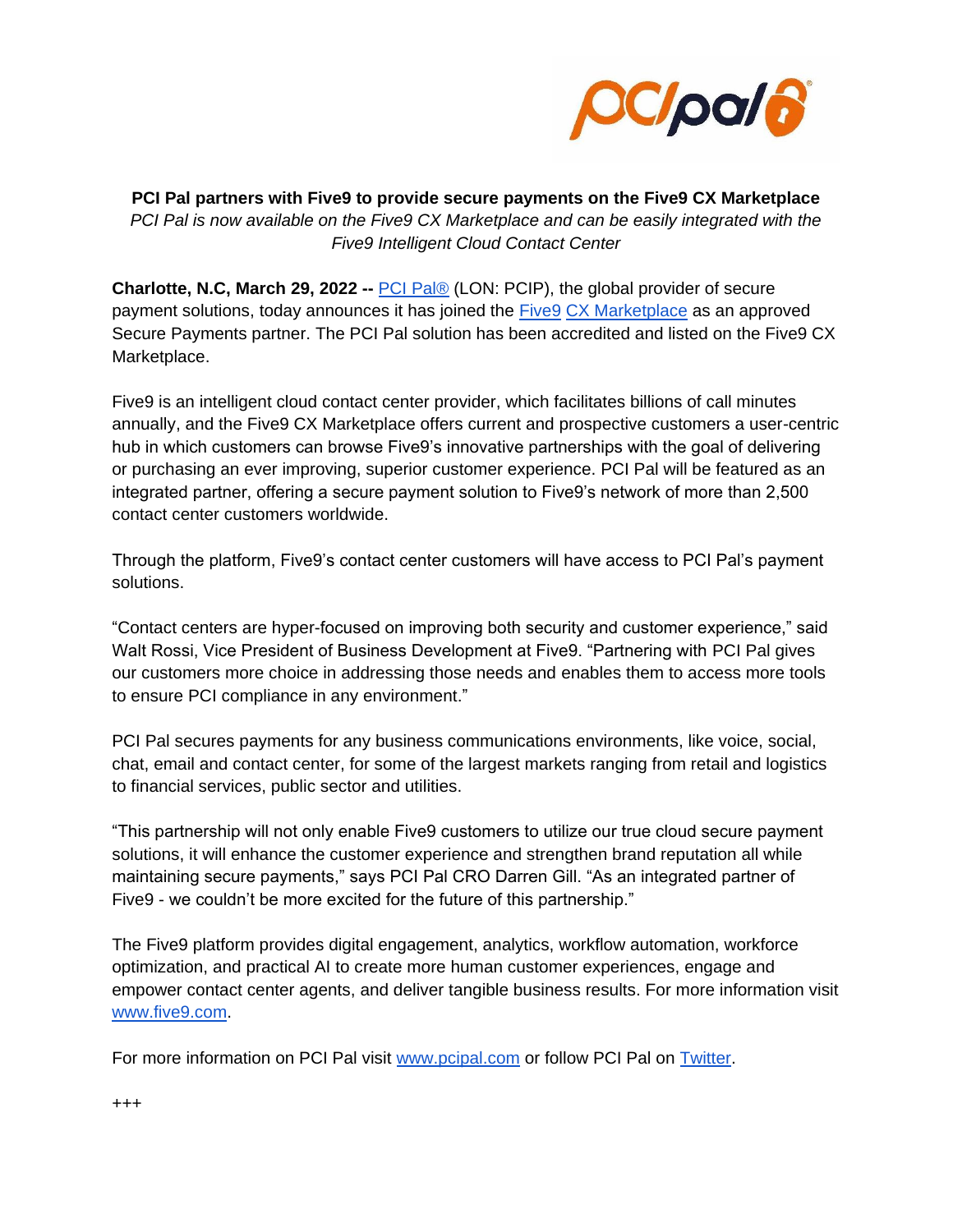# PCI Pal partners with Five9 to provide secure payments on the Five9 CX Marketplace

*PCI Pal is now available on the Five9 CX Marketplace and can be easily integrated with the Five9 Intelligent Cloud Contact Center*

**Charlotte, N.C, March 29, 2022 --** PCI Pal® (LON: PCIP), the global provider of secure payment solutions, today announces it has joined the Five9 CX Marketplace as an approved Secure Payments partner. The PCI Pal solution has been accredited and listed on the Five9 CX Marketplace.

Five9 is an intelligent cloud contact center provider, which facilitates billions of call minutes annually, and the Five9 CX Marketplace offers current and prospective customers a user-centric hub in which customers can browse Five9's innovative partnerships with the goal of delivering or purchasing an ever improving, superior customer experience. PCI Pal will be featured as an integrated partner, offering a secure payment solution to Five9's network of more than 2,500 contact center customers worldwide.

Through the platform, Five9's contact center customers will have access to PCI Pal's payment solutions.

"Contact centers are hyper-focused on improving both security and customer experience," said Walt Rossi, Vice President of Business Development at Five9. "Partnering with PCI Pal gives our customers more choice in addressing those needs and enables them to access more tools to ensure PCI compliance in any environment."

PCI Pal secures payments for any business communications environments, like voice, social, chat, email and contact center, for some of the largest markets ranging from retail and logistics to financial services, public sector and utilities.

"This partnership will not only enable Five9 customers to utilize our true cloud secure payment solutions, it will enhance the customer experience and strengthen brand reputation all while maintaining secure payments," says PCI Pal CRO Darren Gill. "As an integrated partner of Five9 - we couldn't be more excited for the future of this partnership."

The Five9 platform provides digital engagement, analytics, workflow automation, workforce optimization, and practical AI to create more human customer experiences, engage and empower contact center agents, and deliver tangible business results. For more information visit www.five9.com.

For more information on PCI Pal visit www.pcipal.com or follow PCI Pal on Twitter.

+++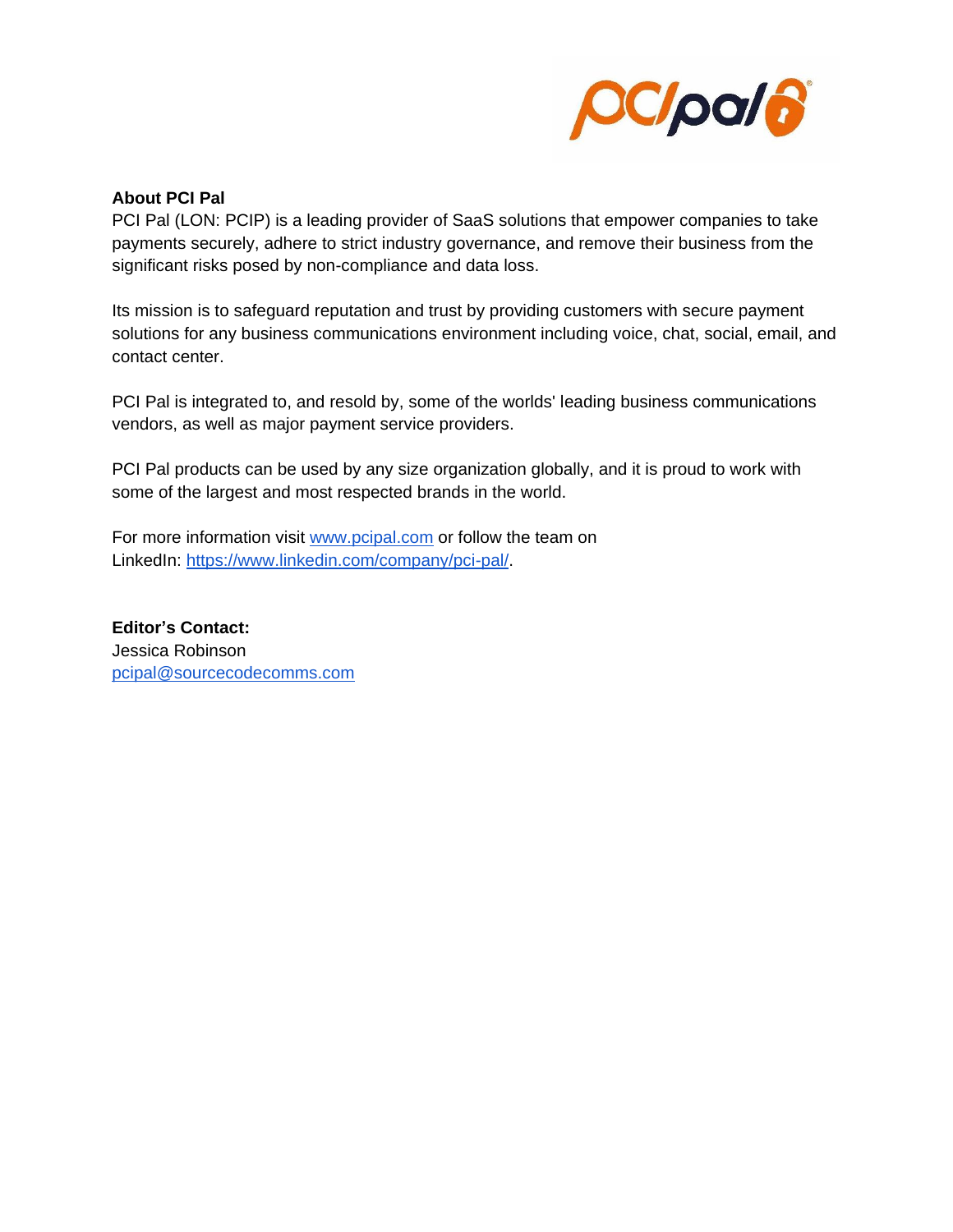**About PCI Pal**

PCI Pal (LON: PCIP) is a leading provider of SaaS solutions that empower companies to take payments securely, adhere to strict industry governance, and remove their business from the significant risks posed by non-compliance and data loss.

Its mission is to safeguard reputation and trust by providing customers with secure payment solutions for any business communications environment including voice, chat, social, email, and contact center.

PCI Pal is integrated to, and resold by, some of the worlds' leading business communications vendors, as well as major payment service providers.

PCI Pal products can be used by any size organization globally, and it is proud to work with some of the largest and most respected brands in the world.

For more information visit [www.pcipal.com](http://www.pcipal.com) or follow the team on LinkedIn: [https://www.linkedin.com/company/pci-pal/](https://www.linkedin.com/company/pci-pal/).

**Editor's Contact:**
Jessica Robinson
[pcipal@sourcecodecomms.com](mailto:pcipal@sourcecodecomms.com)